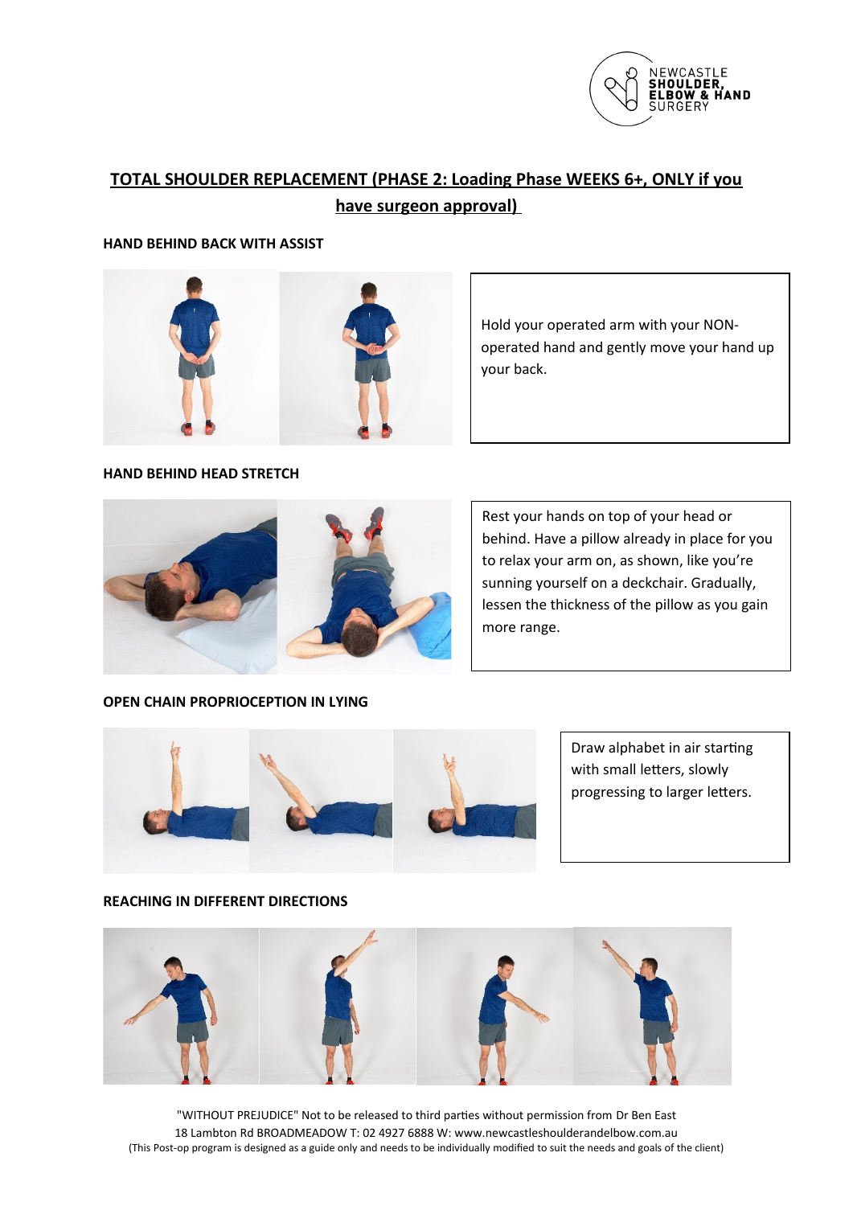NEWCASTLE SHOULDER, ELBOW & HAND SURGERY

# TOTAL SHOULDER REPLACEMENT (PHASE 2: Loading Phase WEEKS 6+, ONLY if you have surgeon approval)

## HAND BEHIND BACK WITH ASSIST

Hold your operated arm with your NON-operated hand and gently move your hand up your back.

## HAND BEHIND HEAD STRETCH

Rest your hands on top of your head or behind. Have a pillow already in place for you to relax your arm on, as shown, like you're sunning yourself on a deckchair. Gradually, lessen the thickness of the pillow as you gain more range.

## OPEN CHAIN PROPRIOCEPTION IN LYING

Draw alphabet in air starting with small letters, slowly progressing to larger letters.

## REACHING IN DIFFERENT DIRECTIONS

"WITHOUT PREJUDICE" Not to be released to third parties without permission from Dr Ben East
18 Lambton Rd BROADMEADOW T: 02 4927 6888 W: www.newcastleshoulderandelbow.com.au
(This Post-op program is designed as a guide only and needs to be individually modified to suit the needs and goals of the client)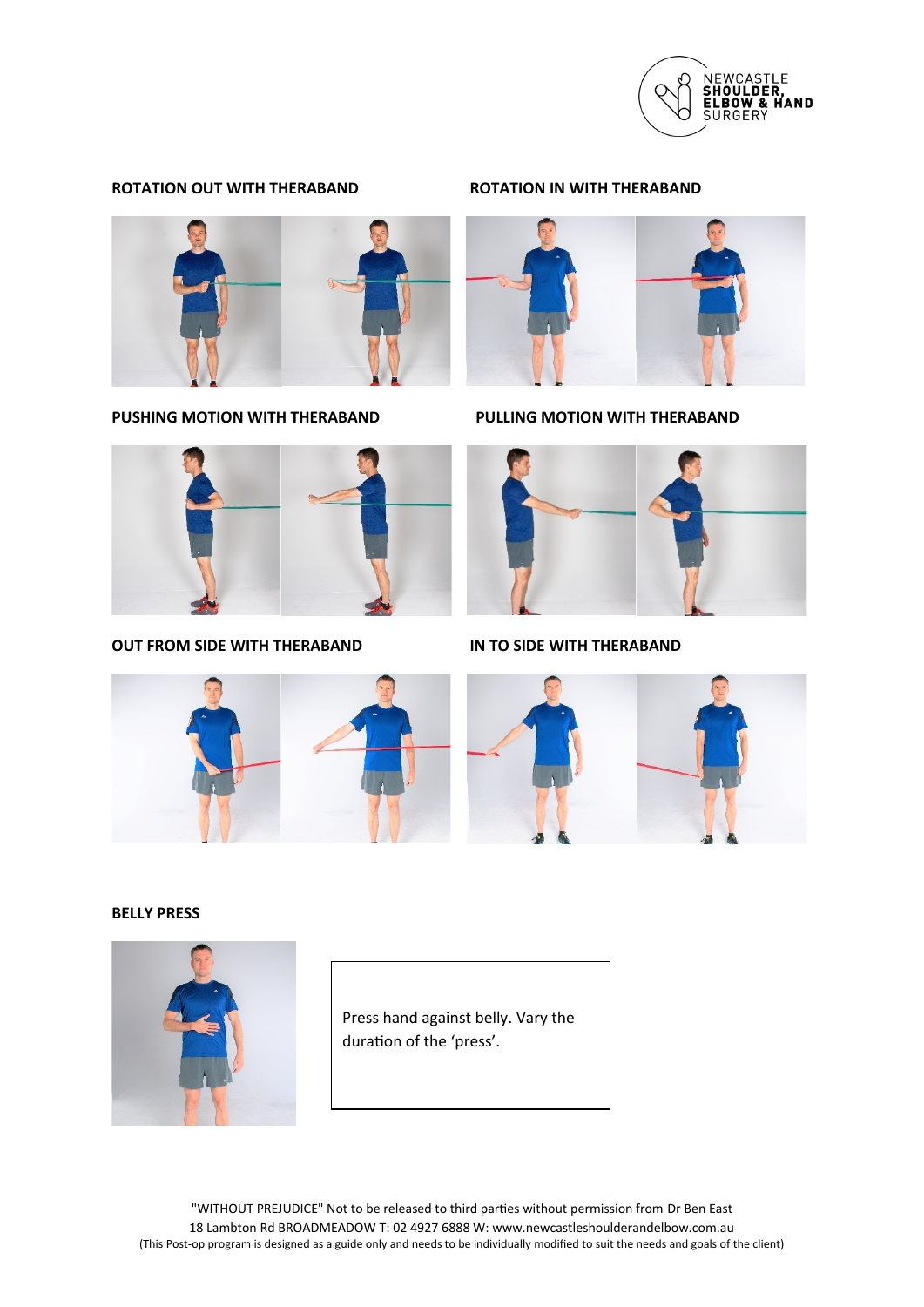### ROTATION OUT WITH THERABAND

### ROTATION IN WITH THERABAND

### PUSHING MOTION WITH THERABAND

### PULLING MOTION WITH THERABAND

### OUT FROM SIDE WITH THERABAND

### IN TO SIDE WITH THERABAND

### BELLY PRESS

Press hand against belly. Vary the duration of the 'press'.

"WITHOUT PREJUDICE" Not to be released to third parties without permission from Dr Ben East
18 Lambton Rd BROADMEADOW T: 02 4927 6888 W: www.newcastleshoulderandelbow.com.au
(This Post-op program is designed as a guide only and needs to be individually modified to suit the needs and goals of the client)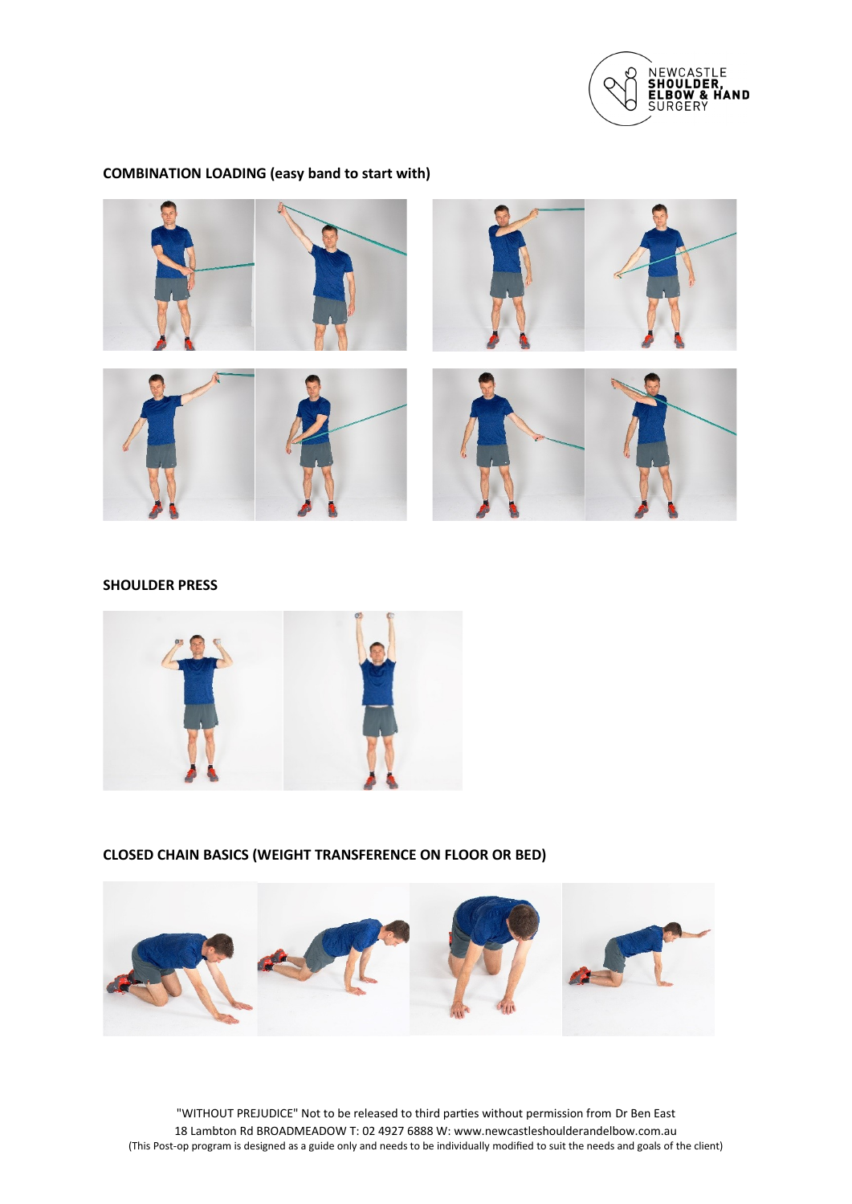## COMBINATION LOADING (easy band to start with)

## SHOULDER PRESS

## CLOSED CHAIN BASICS (WEIGHT TRANSFERENCE ON FLOOR OR BED)

"WITHOUT PREJUDICE" Not to be released to third parties without permission from Dr Ben East
18 Lambton Rd BROADMEADOW T: 02 4927 6888 W: www.newcastleshoulderandelbow.com.au
(This Post-op program is designed as a guide only and needs to be individually modified to suit the needs and goals of the client)